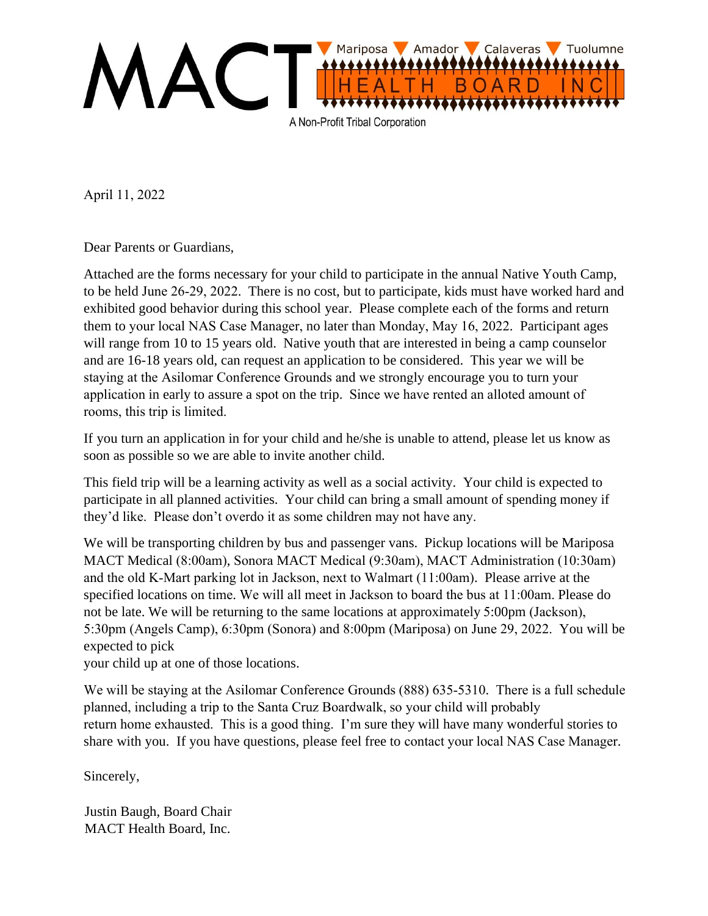MACT Mariposa Amador Calaveras Tuolumne HEALTH BOARD INC

A Non-Profit Tribal Corporation

April 11, 2022

Dear Parents or Guardians,

Attached are the forms necessary for your child to participate in the annual Native Youth Camp, to be held June 26-29, 2022. There is no cost, but to participate, kids must have worked hard and exhibited good behavior during this school year. Please complete each of the forms and return them to your local NAS Case Manager, no later than Monday, May 16, 2022. Participant ages will range from 10 to 15 years old. Native youth that are interested in being a camp counselor and are 16-18 years old, can request an application to be considered. This year we will be staying at the Asilomar Conference Grounds and we strongly encourage you to turn your application in early to assure a spot on the trip. Since we have rented an alloted amount of rooms, this trip is limited.

If you turn an application in for your child and he/she is unable to attend, please let us know as soon as possible so we are able to invite another child.

This field trip will be a learning activity as well as a social activity. Your child is expected to participate in all planned activities. Your child can bring a small amount of spending money if they'd like. Please don't overdo it as some children may not have any.

We will be transporting children by bus and passenger vans. Pickup locations will be Mariposa MACT Medical (8:00am), Sonora MACT Medical (9:30am), MACT Administration (10:30am) and the old K-Mart parking lot in Jackson, next to Walmart (11:00am). Please arrive at the specified locations on time. We will all meet in Jackson to board the bus at 11:00am. Please do not be late. We will be returning to the same locations at approximately 5:00pm (Jackson), 5:30pm (Angels Camp), 6:30pm (Sonora) and 8:00pm (Mariposa) on June 29, 2022. You will be expected to pick your child up at one of those locations.

We will be staying at the Asilomar Conference Grounds (888) 635-5310. There is a full schedule planned, including a trip to the Santa Cruz Boardwalk, so your child will probably return home exhausted. This is a good thing. I'm sure they will have many wonderful stories to share with you. If you have questions, please feel free to contact your local NAS Case Manager.

Sincerely,

Justin Baugh, Board Chair
MACT Health Board, Inc.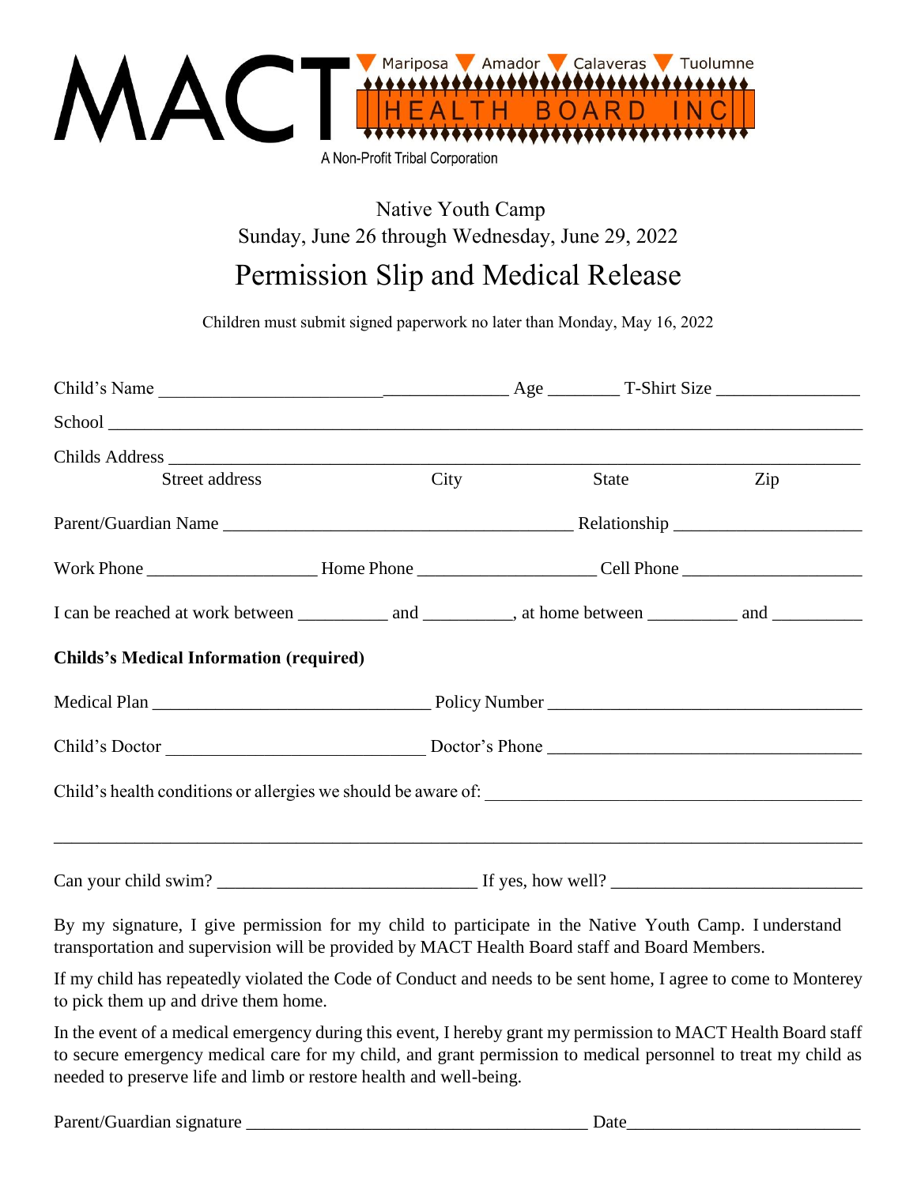MACT ▼ Mariposa ▼ Amador ▼ Calaveras ▼ Tuolumne

HEALTH BOARD INC

A Non-Profit Tribal Corporation

Native Youth Camp

Sunday, June 26 through Wednesday, June 29, 2022

# Permission Slip and Medical Release

Children must submit signed paperwork no later than Monday, May 16, 2022

Child's Name ______________________________________ Age ________ T-Shirt Size ________________

School ______________________________________________________________________________

Childs Address ______________________________________________________________________

Street address City State Zip

Parent/Guardian Name ________________________________________ Relationship ____________________

Work Phone ___________________ Home Phone ___________________ Cell Phone ____________________

I can be reached at work between __________ and __________, at home between __________ and __________

**Childs's Medical Information (required)**

Medical Plan ________________________________ Policy Number ____________________________________

Child's Doctor ______________________________ Doctor's Phone ____________________________________

Child's health conditions or allergies we should be aware of: ______________________________________

______________________________________________________________________________

Can your child swim? ______________________________ If yes, how well? ____________________________

By my signature, I give permission for my child to participate in the Native Youth Camp. I understand transportation and supervision will be provided by MACT Health Board staff and Board Members.

If my child has repeatedly violated the Code of Conduct and needs to be sent home, I agree to come to Monterey to pick them up and drive them home.

In the event of a medical emergency during this event, I hereby grant my permission to MACT Health Board staff to secure emergency medical care for my child, and grant permission to medical personnel to treat my child as needed to preserve life and limb or restore health and well-being.

Parent/Guardian signature ______________________________________ Date__________________________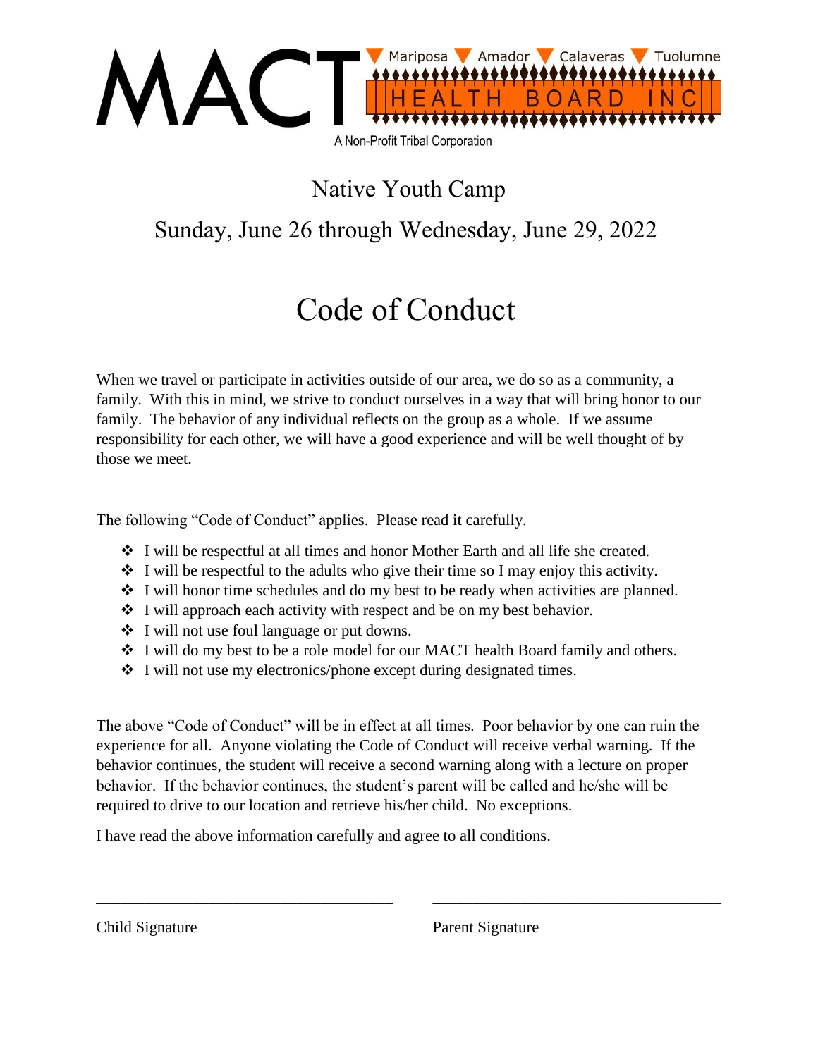MACT Mariposa Amador Calaveras Tuolumne HEALTH BOARD INC

A Non-Profit Tribal Corporation

## Native Youth Camp

## Sunday, June 26 through Wednesday, June 29, 2022

# Code of Conduct

When we travel or participate in activities outside of our area, we do so as a community, a family. With this in mind, we strive to conduct ourselves in a way that will bring honor to our family. The behavior of any individual reflects on the group as a whole. If we assume responsibility for each other, we will have a good experience and will be well thought of by those we meet.

The following "Code of Conduct" applies. Please read it carefully.

- I will be respectful at all times and honor Mother Earth and all life she created.
- I will be respectful to the adults who give their time so I may enjoy this activity.
- I will honor time schedules and do my best to be ready when activities are planned.
- I will approach each activity with respect and be on my best behavior.
- I will not use foul language or put downs.
- I will do my best to be a role model for our MACT health Board family and others.
- I will not use my electronics/phone except during designated times.

The above "Code of Conduct" will be in effect at all times. Poor behavior by one can ruin the experience for all. Anyone violating the Code of Conduct will receive verbal warning. If the behavior continues, the student will receive a second warning along with a lecture on proper behavior. If the behavior continues, the student's parent will be called and he/she will be required to drive to our location and retrieve his/her child. No exceptions.

I have read the above information carefully and agree to all conditions.

_____________________________________ _____________________________________

Child Signature Parent Signature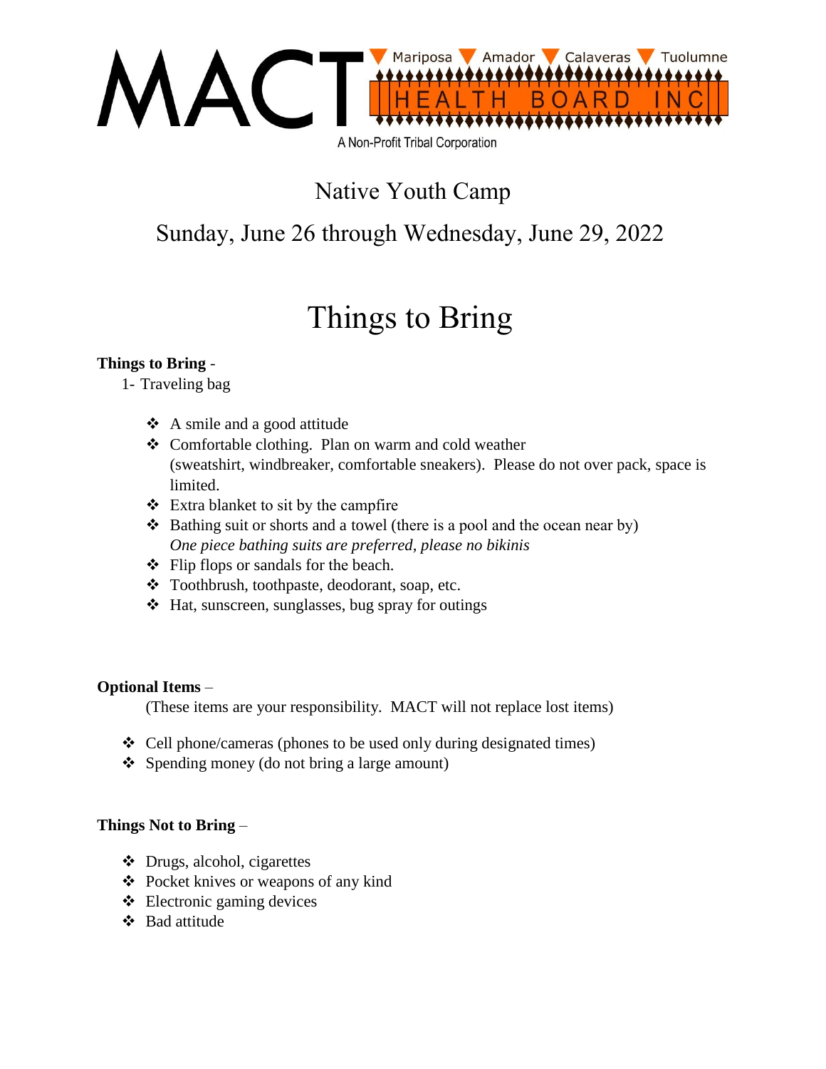MACT Mariposa Amador Calaveras Tuolumne HEALTH BOARD INC

A Non-Profit Tribal Corporation

# Native Youth Camp

## Sunday, June 26 through Wednesday, June 29, 2022

# Things to Bring

**Things to Bring** -

1- Traveling bag

- A smile and a good attitude
- Comfortable clothing. Plan on warm and cold weather (sweatshirt, windbreaker, comfortable sneakers). Please do not over pack, space is limited.
- Extra blanket to sit by the campfire
- Bathing suit or shorts and a towel (there is a pool and the ocean near by) *One piece bathing suits are preferred, please no bikinis*
- Flip flops or sandals for the beach.
- Toothbrush, toothpaste, deodorant, soap, etc.
- Hat, sunscreen, sunglasses, bug spray for outings

**Optional Items** –

(These items are your responsibility. MACT will not replace lost items)

- Cell phone/cameras (phones to be used only during designated times)
- Spending money (do not bring a large amount)

**Things Not to Bring** –

- Drugs, alcohol, cigarettes
- Pocket knives or weapons of any kind
- Electronic gaming devices
- Bad attitude